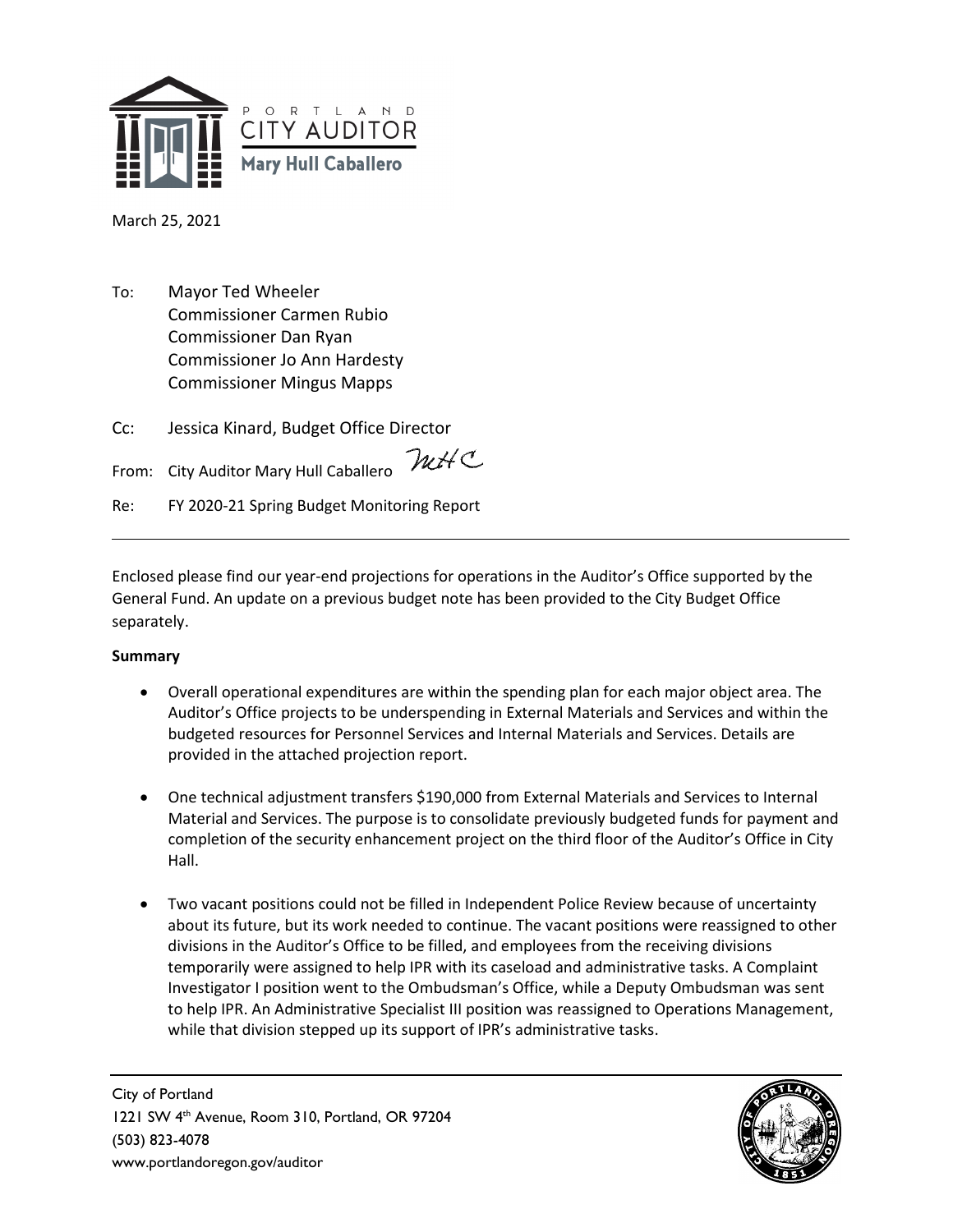PORTLAND
CITY AUDITOR
**Mary Hull Caballero**

March 25, 2021

To: Mayor Ted Wheeler
Commissioner Carmen Rubio
Commissioner Dan Ryan
Commissioner Jo Ann Hardesty
Commissioner Mingus Mapps

Cc: Jessica Kinard, Budget Office Director

From: City Auditor Mary Hull Caballero *MHC*

Re: FY 2020-21 Spring Budget Monitoring Report

---

Enclosed please find our year-end projections for operations in the Auditor's Office supported by the General Fund. An update on a previous budget note has been provided to the City Budget Office separately.

**Summary**

- Overall operational expenditures are within the spending plan for each major object area. The Auditor's Office projects to be underspending in External Materials and Services and within the budgeted resources for Personnel Services and Internal Materials and Services. Details are provided in the attached projection report.

- One technical adjustment transfers $190,000 from External Materials and Services to Internal Material and Services. The purpose is to consolidate previously budgeted funds for payment and completion of the security enhancement project on the third floor of the Auditor's Office in City Hall.

- Two vacant positions could not be filled in Independent Police Review because of uncertainty about its future, but its work needed to continue. The vacant positions were reassigned to other divisions in the Auditor's Office to be filled, and employees from the receiving divisions temporarily were assigned to help IPR with its caseload and administrative tasks. A Complaint Investigator I position went to the Ombudsman's Office, while a Deputy Ombudsman was sent to help IPR. An Administrative Specialist III position was reassigned to Operations Management, while that division stepped up its support of IPR's administrative tasks.

City of Portland
1221 SW 4th Avenue, Room 310, Portland, OR 97204
(503) 823-4078
www.portlandoregon.gov/auditor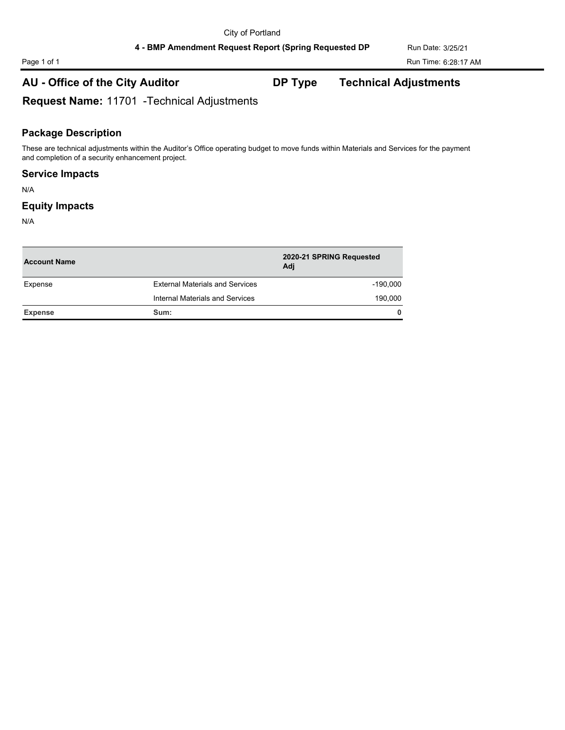City of Portland

**4 - BMP Amendment Request Report (Spring Requested DP**

Run Date: 3/25/21

Run Time: 6:28:17 AM

## AU - Office of the City Auditor &emsp; DP Type &emsp; Technical Adjustments

### Request Name: 11701 -Technical Adjustments

### Package Description

These are technical adjustments within the Auditor's Office operating budget to move funds within Materials and Services for the payment and completion of a security enhancement project.

### Service Impacts

N/A

### Equity Impacts

N/A

| Account Name | | 2020-21 SPRING Requested Adj |
|---|---|---|
| Expense | External Materials and Services | -190,000 |
| | Internal Materials and Services | 190,000 |
| **Expense** | **Sum:** | **0** |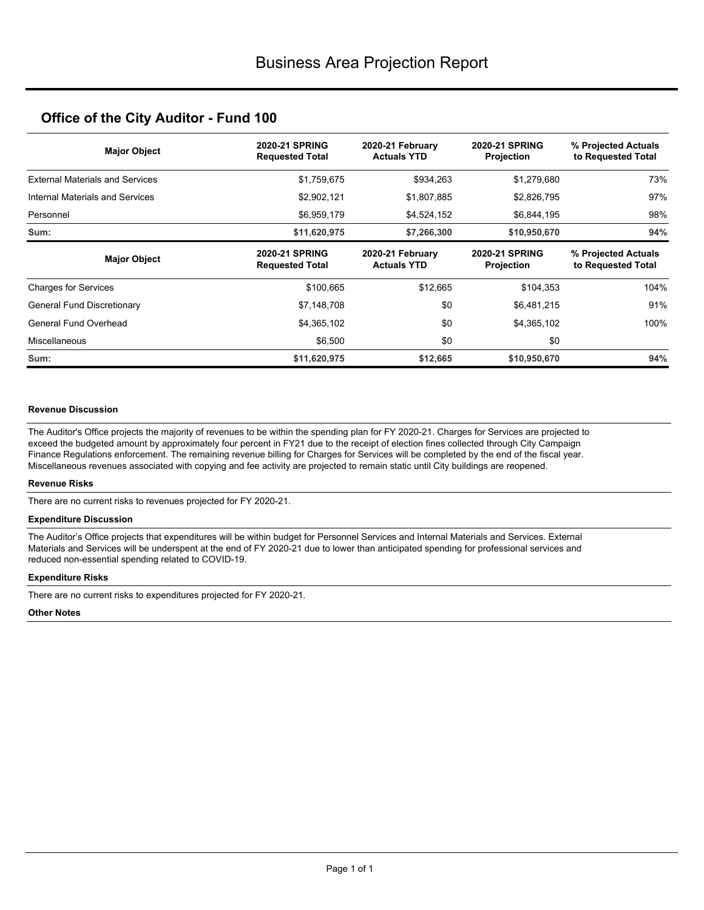# Business Area Projection Report

## Office of the City Auditor - Fund 100

| Major Object | 2020-21 SPRING Requested Total | 2020-21 February Actuals YTD | 2020-21 SPRING Projection | % Projected Actuals to Requested Total |
|---|---|---|---|---|
| External Materials and Services | $1,759,675 | $934,263 | $1,279,680 | 73% |
| Internal Materials and Services | $2,902,121 | $1,807,885 | $2,826,795 | 97% |
| Personnel | $6,959,179 | $4,524,152 | $6,844,195 | 98% |
| **Sum:** | **$11,620,975** | **$7,266,300** | **$10,950,670** | **94%** |

| Major Object | 2020-21 SPRING Requested Total | 2020-21 February Actuals YTD | 2020-21 SPRING Projection | % Projected Actuals to Requested Total |
|---|---|---|---|---|
| Charges for Services | $100,665 | $12,665 | $104,353 | 104% |
| General Fund Discretionary | $7,148,708 | $0 | $6,481,215 | 91% |
| General Fund Overhead | $4,365,102 | $0 | $4,365,102 | 100% |
| Miscellaneous | $6,500 | $0 | $0 | |
| **Sum:** | **$11,620,975** | **$12,665** | **$10,950,670** | **94%** |

**Revenue Discussion**

The Auditor's Office projects the majority of revenues to be within the spending plan for FY 2020-21. Charges for Services are projected to exceed the budgeted amount by approximately four percent in FY21 due to the receipt of election fines collected through City Campaign Finance Regulations enforcement. The remaining revenue billing for Charges for Services will be completed by the end of the fiscal year. Miscellaneous revenues associated with copying and fee activity are projected to remain static until City buildings are reopened.

**Revenue Risks**

There are no current risks to revenues projected for FY 2020-21.

**Expenditure Discussion**

The Auditor's Office projects that expenditures will be within budget for Personnel Services and Internal Materials and Services. External Materials and Services will be underspent at the end of FY 2020-21 due to lower than anticipated spending for professional services and reduced non-essential spending related to COVID-19.

**Expenditure Risks**

There are no current risks to expenditures projected for FY 2020-21.

**Other Notes**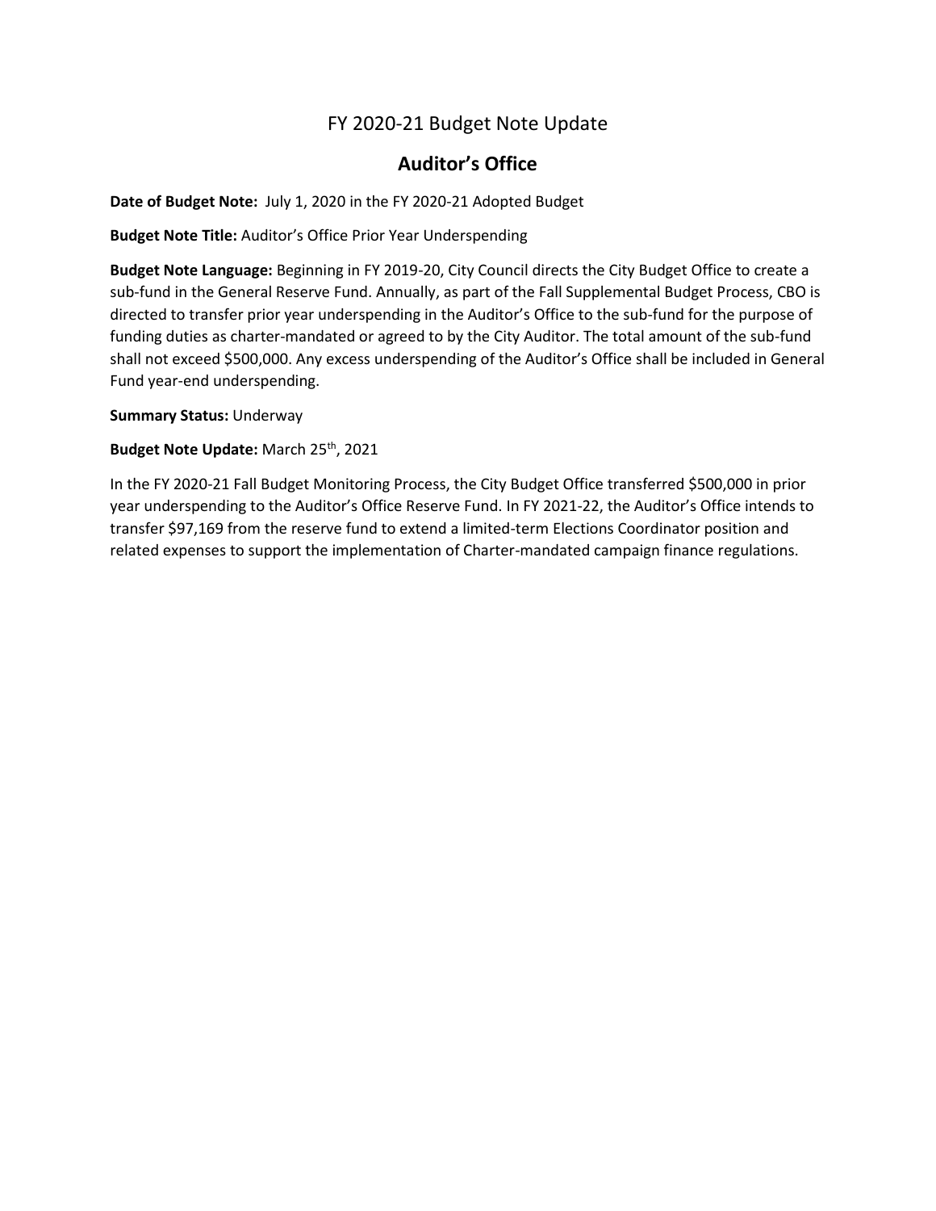# FY 2020-21 Budget Note Update

## Auditor's Office

**Date of Budget Note:** July 1, 2020 in the FY 2020-21 Adopted Budget

**Budget Note Title:** Auditor's Office Prior Year Underspending

**Budget Note Language:** Beginning in FY 2019-20, City Council directs the City Budget Office to create a sub-fund in the General Reserve Fund. Annually, as part of the Fall Supplemental Budget Process, CBO is directed to transfer prior year underspending in the Auditor's Office to the sub-fund for the purpose of funding duties as charter-mandated or agreed to by the City Auditor. The total amount of the sub-fund shall not exceed $500,000. Any excess underspending of the Auditor's Office shall be included in General Fund year-end underspending.

**Summary Status:** Underway

**Budget Note Update:** March 25th, 2021

In the FY 2020-21 Fall Budget Monitoring Process, the City Budget Office transferred $500,000 in prior year underspending to the Auditor's Office Reserve Fund. In FY 2021-22, the Auditor's Office intends to transfer $97,169 from the reserve fund to extend a limited-term Elections Coordinator position and related expenses to support the implementation of Charter-mandated campaign finance regulations.